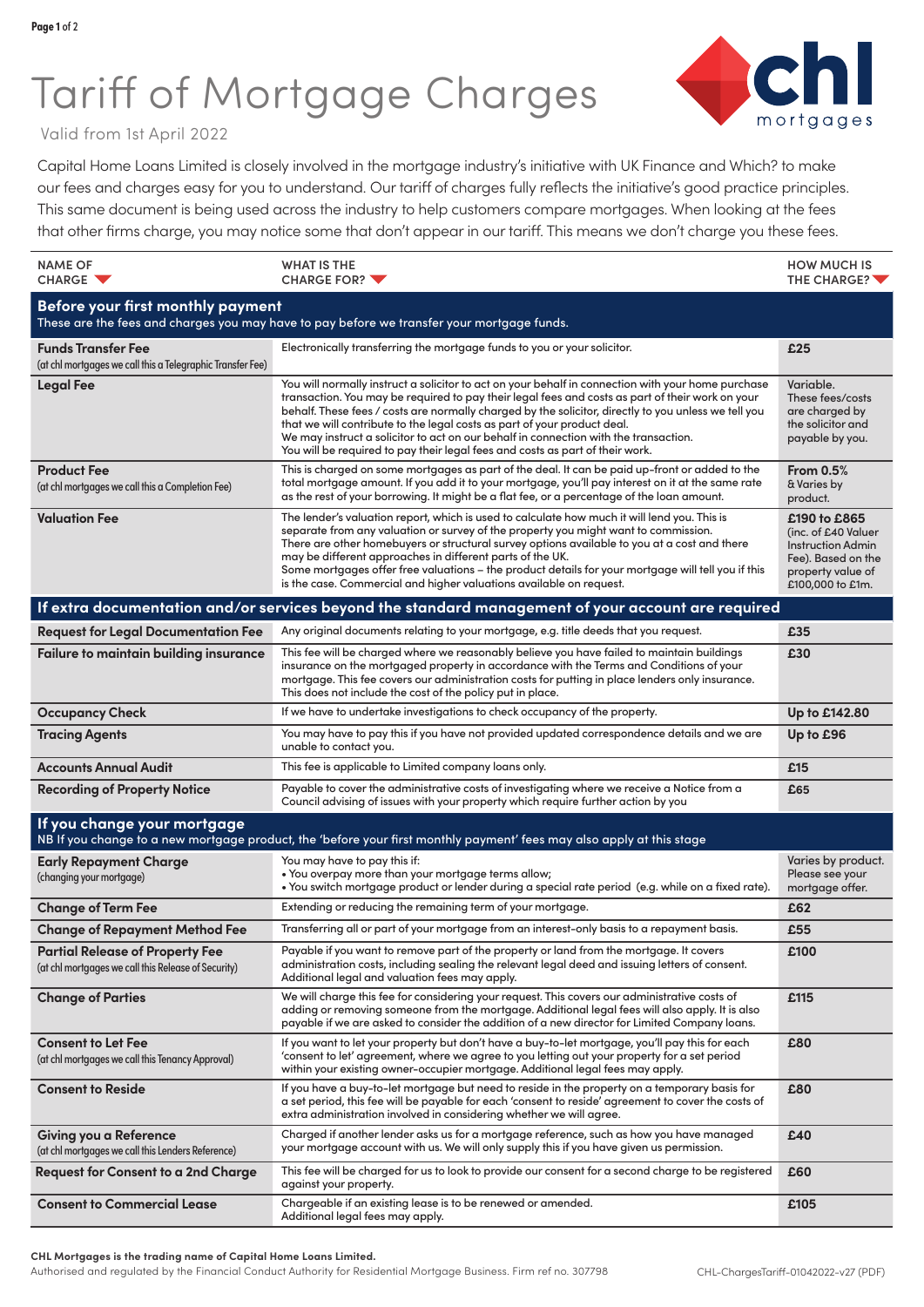# Tariff of Mortgage Charges

Valid from 1st April 2022

Capital Home Loans Limited is closely involved in the mortgage industry's initiative with UK Finance and Which? to make our fees and charges easy for you to understand. Our tariff of charges fully reflects the initiative's good practice principles. This same document is being used across the industry to help customers compare mortgages. When looking at the fees that other firms charge, you may notice some that don't appear in our tariff. This means we don't charge you these fees.

| NAME OF CHARGE | WHAT IS THE CHARGE FOR? | HOW MUCH IS THE CHARGE? |
|---|---|---|
| **Before your first monthly payment** These are the fees and charges you may have to pay before we transfer your mortgage funds. | | |
| **Funds Transfer Fee** (at chl mortgages we call this a Telegraphic Transfer Fee) | Electronically transferring the mortgage funds to you or your solicitor. | **£25** |
| **Legal Fee** | You will normally instruct a solicitor to act on your behalf in connection with your home purchase transaction. You may be required to pay their legal fees and costs as part of their work on your behalf. These fees / costs are normally charged by the solicitor, directly to you unless we tell you that we will contribute to the legal costs as part of your product deal. We may instruct a solicitor to act on our behalf in connection with the transaction. You will be required to pay their legal fees and costs as part of their work. | Variable. These fees/costs are charged by the solicitor and payable by you. |
| **Product Fee** (at chl mortgages we call this a Completion Fee) | This is charged on some mortgages as part of the deal. It can be paid up-front or added to the total mortgage amount. If you add it to your mortgage, you'll pay interest on it at the same rate as the rest of your borrowing. It might be a flat fee, or a percentage of the loan amount. | **From 0.5%** & Varies by product. |
| **Valuation Fee** | The lender's valuation report, which is used to calculate how much it will lend you. This is separate from any valuation or survey of the property you might want to commission. There are other homebuyers or structural survey options available to you at a cost and there may be different approaches in different parts of the UK. Some mortgages offer free valuations – the product details for your mortgage will tell you if this is the case. Commercial and higher valuations available on request. | **£190 to £865** (inc. of £40 Valuer Instruction Admin Fee). Based on the property value of £100,000 to £1m. |
| **If extra documentation and/or services beyond the standard management of your account are required** | | |
| **Request for Legal Documentation Fee** | Any original documents relating to your mortgage, e.g. title deeds that you request. | **£35** |
| **Failure to maintain building insurance** | This fee will be charged where we reasonably believe you have failed to maintain buildings insurance on the mortgaged property in accordance with the Terms and Conditions of your mortgage. This fee covers our administration costs for putting in place lenders only insurance. This does not include the cost of the policy put in place. | **£30** |
| **Occupancy Check** | If we have to undertake investigations to check occupancy of the property. | **Up to £142.80** |
| **Tracing Agents** | You may have to pay this if you have not provided updated correspondence details and we are unable to contact you. | **Up to £96** |
| **Accounts Annual Audit** | This fee is applicable to Limited company loans only. | **£15** |
| **Recording of Property Notice** | Payable to cover the administrative costs of investigating where we receive a Notice from a Council advising of issues with your property which require further action by you | **£65** |
| **If you change your mortgage** NB If you change to a new mortgage product, the 'before your first monthly payment' fees may also apply at this stage | | |
| **Early Repayment Charge** (changing your mortgage) | You may have to pay this if:<br>• You overpay more than your mortgage terms allow;<br>• You switch mortgage product or lender during a special rate period (e.g. while on a fixed rate). | Varies by product. Please see your mortgage offer. |
| **Change of Term Fee** | Extending or reducing the remaining term of your mortgage. | **£62** |
| **Change of Repayment Method Fee** | Transferring all or part of your mortgage from an interest-only basis to a repayment basis. | **£55** |
| **Partial Release of Property Fee** (at chl mortgages we call this Release of Security) | Payable if you want to remove part of the property or land from the mortgage. It covers administration costs, including sealing the relevant legal deed and issuing letters of consent. Additional legal and valuation fees may apply. | **£100** |
| **Change of Parties** | We will charge this fee for considering your request. This covers our administrative costs of adding or removing someone from the mortgage. Additional legal fees will also apply. It is also payable if we are asked to consider the addition of a new director for Limited Company loans. | **£115** |
| **Consent to Let Fee** (at chl mortgages we call this Tenancy Approval) | If you want to let your property but don't have a buy-to-let mortgage, you'll pay this for each 'consent to let' agreement, where we agree to you letting out your property for a set period within your existing owner-occupier mortgage. Additional legal fees may apply. | **£80** |
| **Consent to Reside** | If you have a buy-to-let mortgage but need to reside in the property on a temporary basis for a set period, this fee will be payable for each 'consent to reside' agreement to cover the costs of extra administration involved in considering whether we will agree. | **£80** |
| **Giving you a Reference** (at chl mortgages we call this Lenders Reference) | Charged if another lender asks us for a mortgage reference, such as how you have managed your mortgage account with us. We will only supply this if you have given us permission. | **£40** |
| **Request for Consent to a 2nd Charge** | This fee will be charged for us to look to provide our consent for a second charge to be registered against your property. | **£60** |
| **Consent to Commercial Lease** | Chargeable if an existing lease is to be renewed or amended. Additional legal fees may apply. | **£105** |

**CHL Mortgages is the trading name of Capital Home Loans Limited.**
Authorised and regulated by the Financial Conduct Authority for Residential Mortgage Business. Firm ref no. 307798

CHL-ChargesTariff-01042022-v27 (PDF)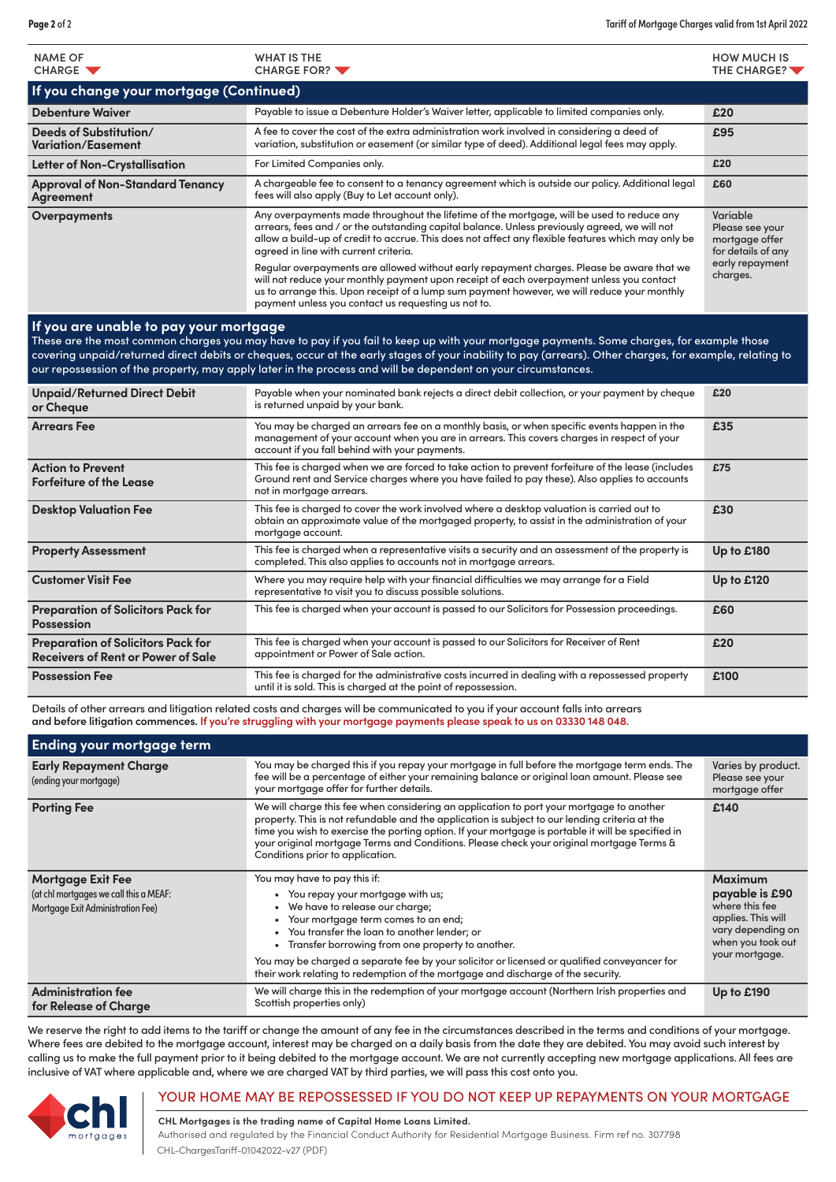| NAME OF CHARGE | WHAT IS THE CHARGE FOR? | HOW MUCH IS THE CHARGE? |
|---|---|---|
| **If you change your mortgage (Continued)** | | |
| **Debenture Waiver** | Payable to issue a Debenture Holder's Waiver letter, applicable to limited companies only. | **£20** |
| **Deeds of Substitution/ Variation/Easement** | A fee to cover the cost of the extra administration work involved in considering a deed of variation, substitution or easement (or similar type of deed). Additional legal fees may apply. | **£95** |
| **Letter of Non-Crystallisation** | For Limited Companies only. | **£20** |
| **Approval of Non-Standard Tenancy Agreement** | A chargeable fee to consent to a tenancy agreement which is outside our policy. Additional legal fees will also apply (Buy to Let account only). | **£60** |
| **Overpayments** | Any overpayments made throughout the lifetime of the mortgage, will be used to reduce any arrears, fees and / or the outstanding capital balance. Unless previously agreed, we will not allow a build-up of credit to accrue. This does not affect any flexible features which may only be agreed in line with current criteria.<br><br>Regular overpayments are allowed without early repayment charges. Please be aware that we will not reduce your monthly payment upon receipt of each overpayment unless you contact us to arrange this. Upon receipt of a lump sum payment however, we will reduce your monthly payment unless you contact us requesting us not to. | Variable Please see your mortgage offer for details of any early repayment charges. |

## If you are unable to pay your mortgage

These are the most common charges you may have to pay if you fail to keep up with your mortgage payments. Some charges, for example those covering unpaid/returned direct debits or cheques, occur at the early stages of your inability to pay (arrears). Other charges, for example, relating to our repossession of the property, may apply later in the process and will be dependent on your circumstances.

| NAME OF CHARGE | WHAT IS THE CHARGE FOR? | HOW MUCH IS THE CHARGE? |
|---|---|---|
| **Unpaid/Returned Direct Debit or Cheque** | Payable when your nominated bank rejects a direct debit collection, or your payment by cheque is returned unpaid by your bank. | **£20** |
| **Arrears Fee** | You may be charged an arrears fee on a monthly basis, or when specific events happen in the management of your account when you are in arrears. This covers charges in respect of your account if you fall behind with your payments. | **£35** |
| **Action to Prevent Forfeiture of the Lease** | This fee is charged when we are forced to take action to prevent forfeiture of the lease (includes Ground rent and Service charges where you have failed to pay these). Also applies to accounts not in mortgage arrears. | **£75** |
| **Desktop Valuation Fee** | This fee is charged to cover the work involved where a desktop valuation is carried out to obtain an approximate value of the mortgaged property, to assist in the administration of your mortgage account. | **£30** |
| **Property Assessment** | This fee is charged when a representative visits a security and an assessment of the property is completed. This also applies to accounts not in mortgage arrears. | **Up to £180** |
| **Customer Visit Fee** | Where you may require help with your financial difficulties we may arrange for a Field representative to visit you to discuss possible solutions. | **Up to £120** |
| **Preparation of Solicitors Pack for Possession** | This fee is charged when your account is passed to our Solicitors for Possession proceedings. | **£60** |
| **Preparation of Solicitors Pack for Receivers of Rent or Power of Sale** | This fee is charged when your account is passed to our Solicitors for Receiver of Rent appointment or Power of Sale action. | **£20** |
| **Possession Fee** | This fee is charged for the administrative costs incurred in dealing with a repossessed property until it is sold. This is charged at the point of repossession. | **£100** |

Details of other arrears and litigation related costs and charges will be communicated to you if your account falls into arrears and before litigation commences. If you're struggling with your mortgage payments please speak to us on 03330 148 048.

## Ending your mortgage term

| NAME OF CHARGE | WHAT IS THE CHARGE FOR? | HOW MUCH IS THE CHARGE? |
|---|---|---|
| **Early Repayment Charge** (ending your mortgage) | You may be charged this if you repay your mortgage in full before the mortgage term ends. The fee will be a percentage of either your remaining balance or original loan amount. Please see your mortgage offer for further details. | Varies by product. Please see your mortgage offer |
| **Porting Fee** | We will charge this fee when considering an application to port your mortgage to another property. This is not refundable and the application is subject to our lending criteria at the time you wish to exercise the porting option. If your mortgage is portable it will be specified in your original mortgage Terms and Conditions. Please check your original mortgage Terms & Conditions prior to application. | **£140** |
| **Mortgage Exit Fee** (at chl mortgages we call this a MEAF: Mortgage Exit Administration Fee) | You may have to pay this if:<br>• You repay your mortgage with us;<br>• We have to release our charge;<br>• Your mortgage term comes to an end;<br>• You transfer the loan to another lender; or<br>• Transfer borrowing from one property to another.<br><br>You may be charged a separate fee by your solicitor or licensed or qualified conveyancer for their work relating to redemption of the mortgage and discharge of the security. | **Maximum payable is £90** where this fee applies. This will vary depending on when you took out your mortgage. |
| **Administration fee for Release of Charge** | We will charge this in the redemption of your mortgage account (Northern Irish properties and Scottish properties only) | **Up to £190** |

We reserve the right to add items to the tariff or change the amount of any fee in the circumstances described in the terms and conditions of your mortgage. Where fees are debited to the mortgage account, interest may be charged on a daily basis from the date they are debited. You may avoid such interest by calling us to make the full payment prior to it being debited to the mortgage account. We are not currently accepting new mortgage applications. All fees are inclusive of VAT where applicable and, where we are charged VAT by third parties, we will pass this cost onto you.

chl mortgages

YOUR HOME MAY BE REPOSSESSED IF YOU DO NOT KEEP UP REPAYMENTS ON YOUR MORTGAGE

**CHL Mortgages is the trading name of Capital Home Loans Limited.**
Authorised and regulated by the Financial Conduct Authority for Residential Mortgage Business. Firm ref no. 307798
CHL-ChargesTariff-01042022-v27 (PDF)